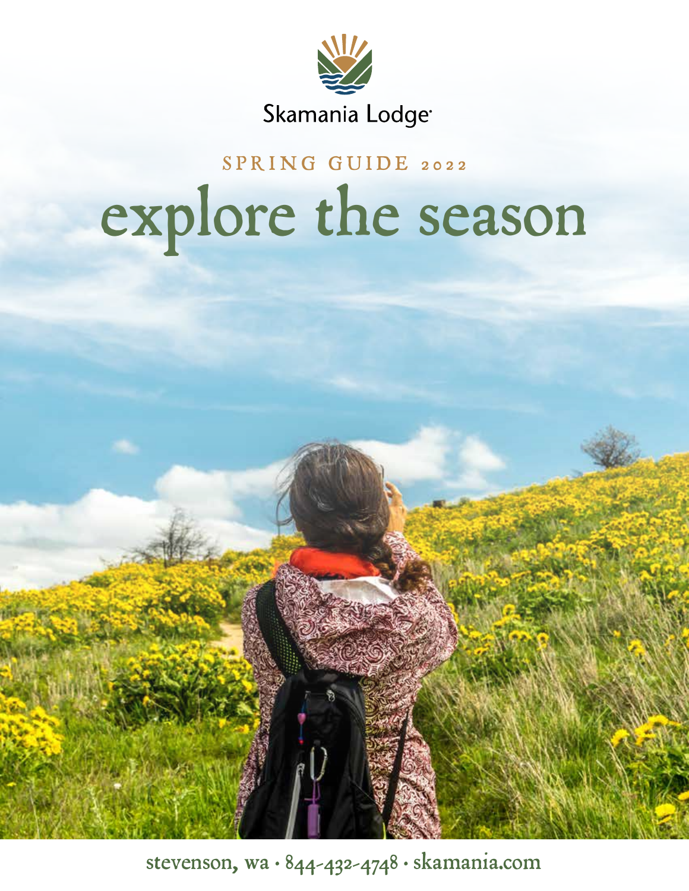Skamania Lodge

SPRING GUIDE 2022

# explore the season

stevenson, wa • 844-432-4748 • skamania.com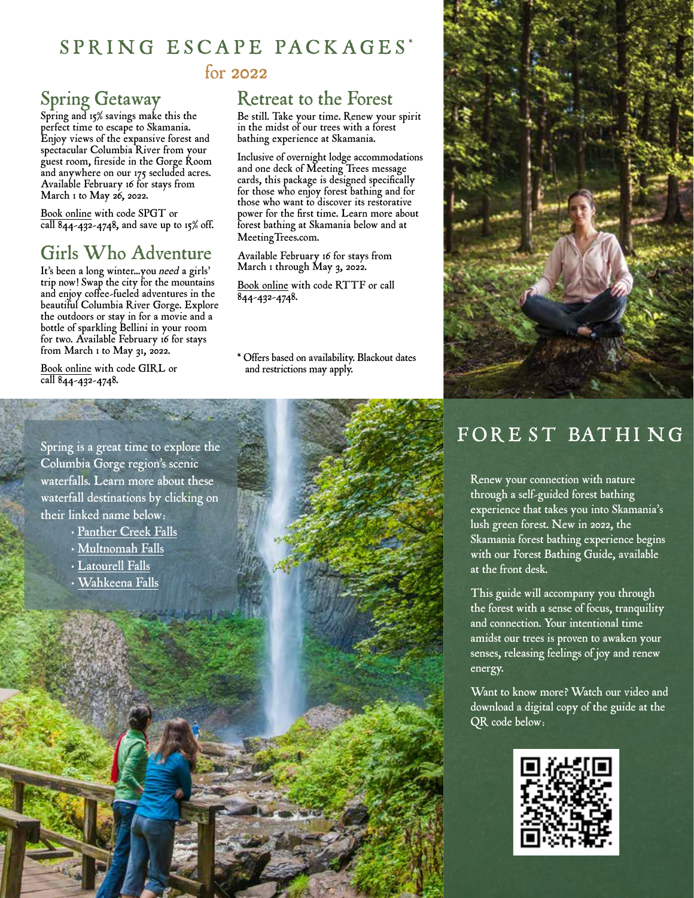# SPRING ESCAPE PACKAGES*

## for 2022

### Spring Getaway

Spring and 15% savings make this the perfect time to escape to Skamania. Enjoy views of the expansive forest and spectacular Columbia River from your guest room, fireside in the Gorge Room and anywhere on our 175 secluded acres. Available February 16 for stays from March 1 to May 26, 2022.

Book online with code SPGT or call 844-432-4748, and save up to 15% off.

### Girls Who Adventure

It's been a long winter...you *need* a girls' trip now! Swap the city for the mountains and enjoy coffee-fueled adventures in the beautiful Columbia River Gorge. Explore the outdoors or stay in for a movie and a bottle of sparkling Bellini in your room for two. Available February 16 for stays from March 1 to May 31, 2022.

Book online with code GIRL or call 844-432-4748.

### Retreat to the Forest

Be still. Take your time. Renew your spirit in the midst of our trees with a forest bathing experience at Skamania.

Inclusive of overnight lodge accommodations and one deck of Meeting Trees message cards, this package is designed specifically for those who enjoy forest bathing and for those who want to discover its restorative power for the first time. Learn more about forest bathing at Skamania below and at MeetingTrees.com.

Available February 16 for stays from March 1 through May 3, 2022.

Book online with code RTTF or call 844-432-4748.

\* Offers based on availability. Blackout dates and restrictions may apply.

Spring is a great time to explore the Columbia Gorge region's scenic waterfalls. Learn more about these waterfall destinations by clicking on their linked name below:

- Panther Creek Falls
- Multnomah Falls
- Latourell Falls
- Wahkeena Falls

## FOREST BATHING

Renew your connection with nature through a self-guided forest bathing experience that takes you into Skamania's lush green forest. New in 2022, the Skamania forest bathing experience begins with our Forest Bathing Guide, available at the front desk.

This guide will accompany you through the forest with a sense of focus, tranquility and connection. Your intentional time amidst our trees is proven to awaken your senses, releasing feelings of joy and renew energy.

Want to know more? Watch our video and download a digital copy of the guide at the QR code below: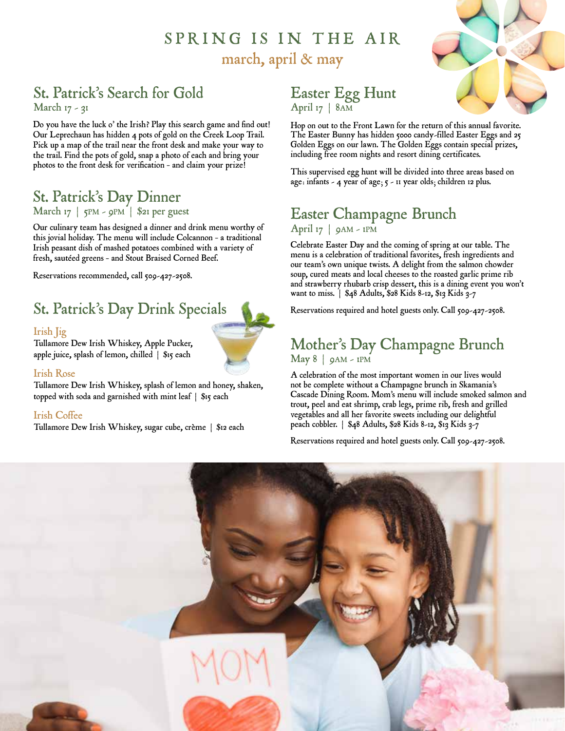# SPRING IS IN THE AIR

march, april & may

## St. Patrick's Search for Gold

March 17 - 31

Do you have the luck o' the Irish? Play this search game and find out! Our Leprechaun has hidden 4 pots of gold on the Creek Loop Trail. Pick up a map of the trail near the front desk and make your way to the trail. Find the pots of gold, snap a photo of each and bring your photos to the front desk for verification - and claim your prize!

## St. Patrick's Day Dinner

March 17 | 5PM - 9PM | $21 per guest

Our culinary team has designed a dinner and drink menu worthy of this jovial holiday. The menu will include Colcannon - a traditional Irish peasant dish of mashed potatoes combined with a variety of fresh, sautéed greens - and Stout Braised Corned Beef.

Reservations recommended, call 509-427-2508.

## St. Patrick's Day Drink Specials

### Irish Jig

Tullamore Dew Irish Whiskey, Apple Pucker, apple juice, splash of lemon, chilled | $15 each

### Irish Rose

Tullamore Dew Irish Whiskey, splash of lemon and honey, shaken, topped with soda and garnished with mint leaf | $15 each

### Irish Coffee

Tullamore Dew Irish Whiskey, sugar cube, crème | $12 each

## Easter Egg Hunt

April 17 | 8AM

Hop on out to the Front Lawn for the return of this annual favorite. The Easter Bunny has hidden 5000 candy-filled Easter Eggs and 25 Golden Eggs on our lawn. The Golden Eggs contain special prizes, including free room nights and resort dining certificates.

This supervised egg hunt will be divided into three areas based on age: infants - 4 year of age; 5 - 11 year olds; children 12 plus.

## Easter Champagne Brunch

April 17 | 9AM - 1PM

Celebrate Easter Day and the coming of spring at our table. The menu is a celebration of traditional favorites, fresh ingredients and our team's own unique twists. A delight from the salmon chowder soup, cured meats and local cheeses to the roasted garlic prime rib and strawberry rhubarb crisp dessert, this is a dining event you won't want to miss. | $48 Adults, $28 Kids 8-12, $13 Kids 3-7

Reservations required and hotel guests only. Call 509-427-2508.

## Mother's Day Champagne Brunch

May 8 | 9AM - 1PM

A celebration of the most important women in our lives would not be complete without a Champagne brunch in Skamania's Cascade Dining Room. Mom's menu will include smoked salmon and trout, peel and eat shrimp, crab legs, prime rib, fresh and grilled vegetables and all her favorite sweets including our delightful peach cobbler. | $48 Adults, $28 Kids 8-12, $13 Kids 3-7

Reservations required and hotel guests only. Call 509-427-2508.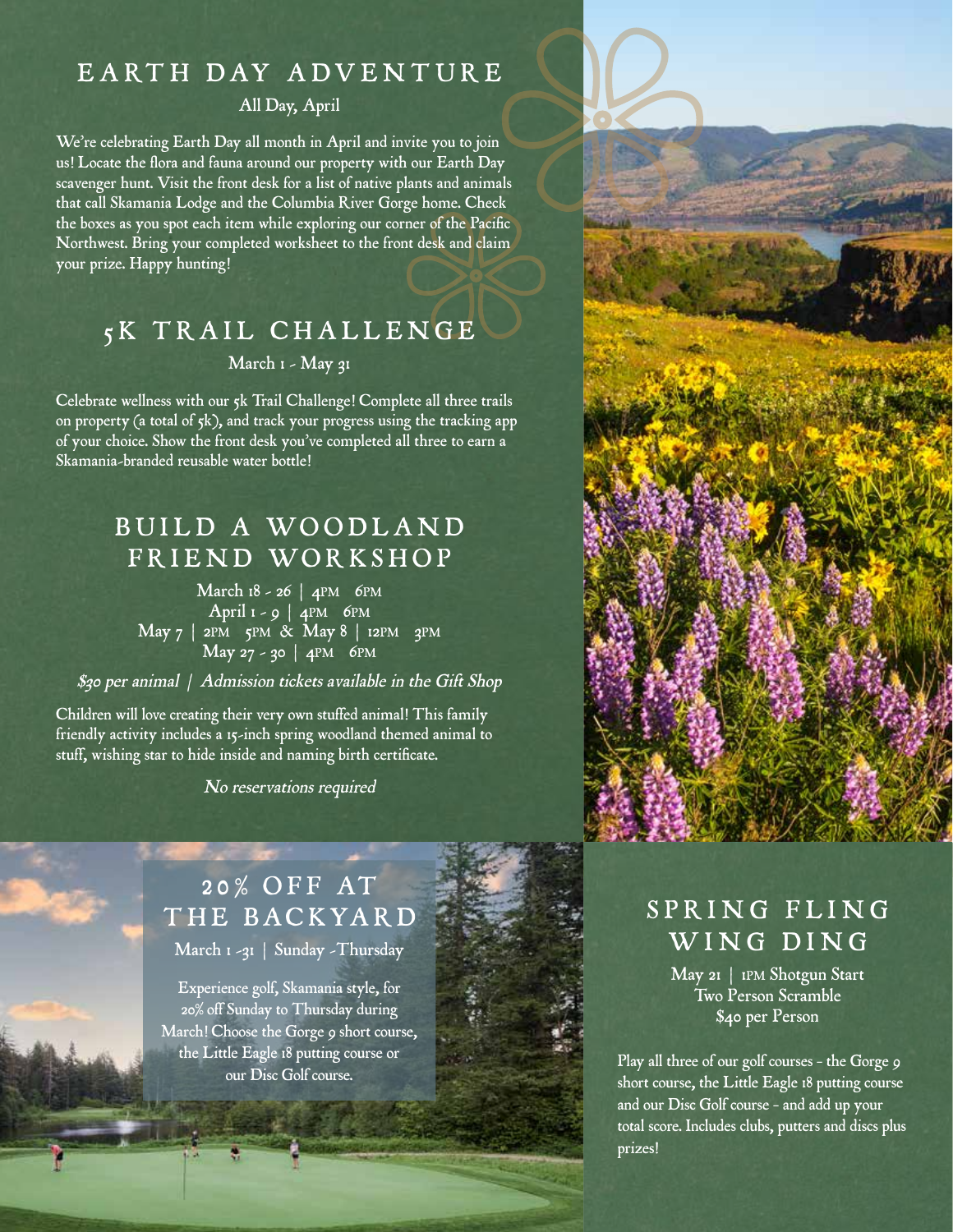## EARTH DAY ADVENTURE

All Day, April

We're celebrating Earth Day all month in April and invite you to join us! Locate the flora and fauna around our property with our Earth Day scavenger hunt. Visit the front desk for a list of native plants and animals that call Skamania Lodge and the Columbia River Gorge home. Check the boxes as you spot each item while exploring our corner of the Pacific Northwest. Bring your completed worksheet to the front desk and claim your prize. Happy hunting!

## 5K TRAIL CHALLENGE

March 1 - May 31

Celebrate wellness with our 5k Trail Challenge! Complete all three trails on property (a total of 5k), and track your progress using the tracking app of your choice. Show the front desk you've completed all three to earn a Skamania-branded reusable water bottle!

## BUILD A WOODLAND FRIEND WORKSHOP

March 18 - 26 | 4PM 6PM
April 1 - 9 | 4PM 6PM
May 7 | 2PM 5PM & May 8 | 12PM 3PM
May 27 - 30 | 4PM 6PM

*$30 per animal | Admission tickets available in the Gift Shop*

Children will love creating their very own stuffed animal! This family friendly activity includes a 15-inch spring woodland themed animal to stuff, wishing star to hide inside and naming birth certificate.

*No reservations required*

## 20% OFF AT THE BACKYARD

March 1 -31 | Sunday -Thursday

Experience golf, Skamania style, for 20% off Sunday to Thursday during March! Choose the Gorge 9 short course, the Little Eagle 18 putting course or our Disc Golf course.

## SPRING FLING WING DING

May 21 | 1PM Shotgun Start
Two Person Scramble
$40 per Person

Play all three of our golf courses - the Gorge 9 short course, the Little Eagle 18 putting course and our Disc Golf course - and add up your total score. Includes clubs, putters and discs plus prizes!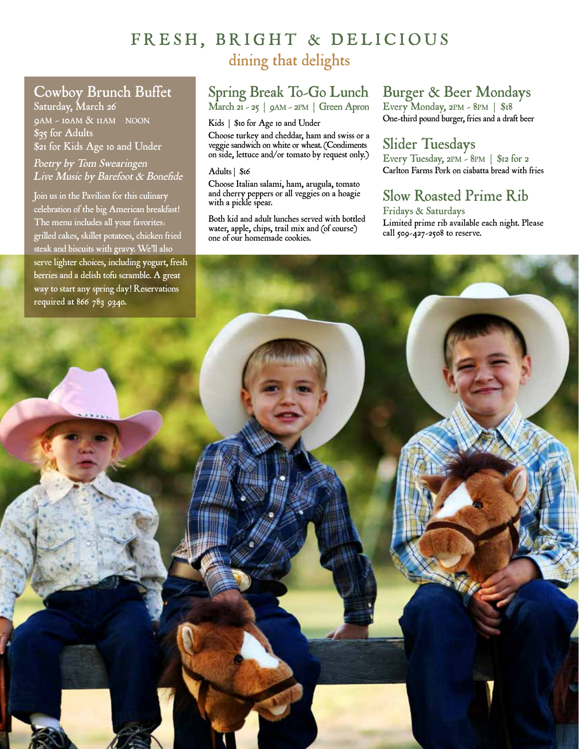# FRESH, BRIGHT & DELICIOUS

## dining that delights

## Cowboy Brunch Buffet

Saturday, March 26

9AM - 10AM & 11AM NOON

$35 for Adults

$21 for Kids Age 10 and Under

*Poetry by Tom Swearingen*

*Live Music by Barefoot & Bonefide*

Join us in the Pavilion for this culinary celebration of the big American breakfast! The menu includes all your favorites: grilled cakes, skillet potatoes, chicken fried steak and biscuits with gravy. We'll also serve lighter choices, including yogurt, fresh berries and a delish tofu scramble. A great way to start any spring day! Reservations required at 866 783 9340.

## Spring Break To-Go Lunch

March 21 - 25 | 9AM - 2PM | Green Apron

Kids | $10 for Age 10 and Under

Choose turkey and cheddar, ham and swiss or a veggie sandwich on white or wheat. (Condiments on side, lettuce and/or tomato by request only.)

Adults | $16

Choose Italian salami, ham, arugula, tomato and cherry peppers or all veggies on a hoagie with a pickle spear.

Both kid and adult lunches served with bottled water, apple, chips, trail mix and (of course) one of our homemade cookies.

## Burger & Beer Mondays

Every Monday, 2PM - 8PM | $18

One-third pound burger, fries and a draft beer

## Slider Tuesdays

Every Tuesday, 2PM - 8PM | $12 for 2

Carlton Farms Pork on ciabatta bread with fries

## Slow Roasted Prime Rib

Fridays & Saturdays

Limited prime rib available each night. Please call 509-427-2508 to reserve.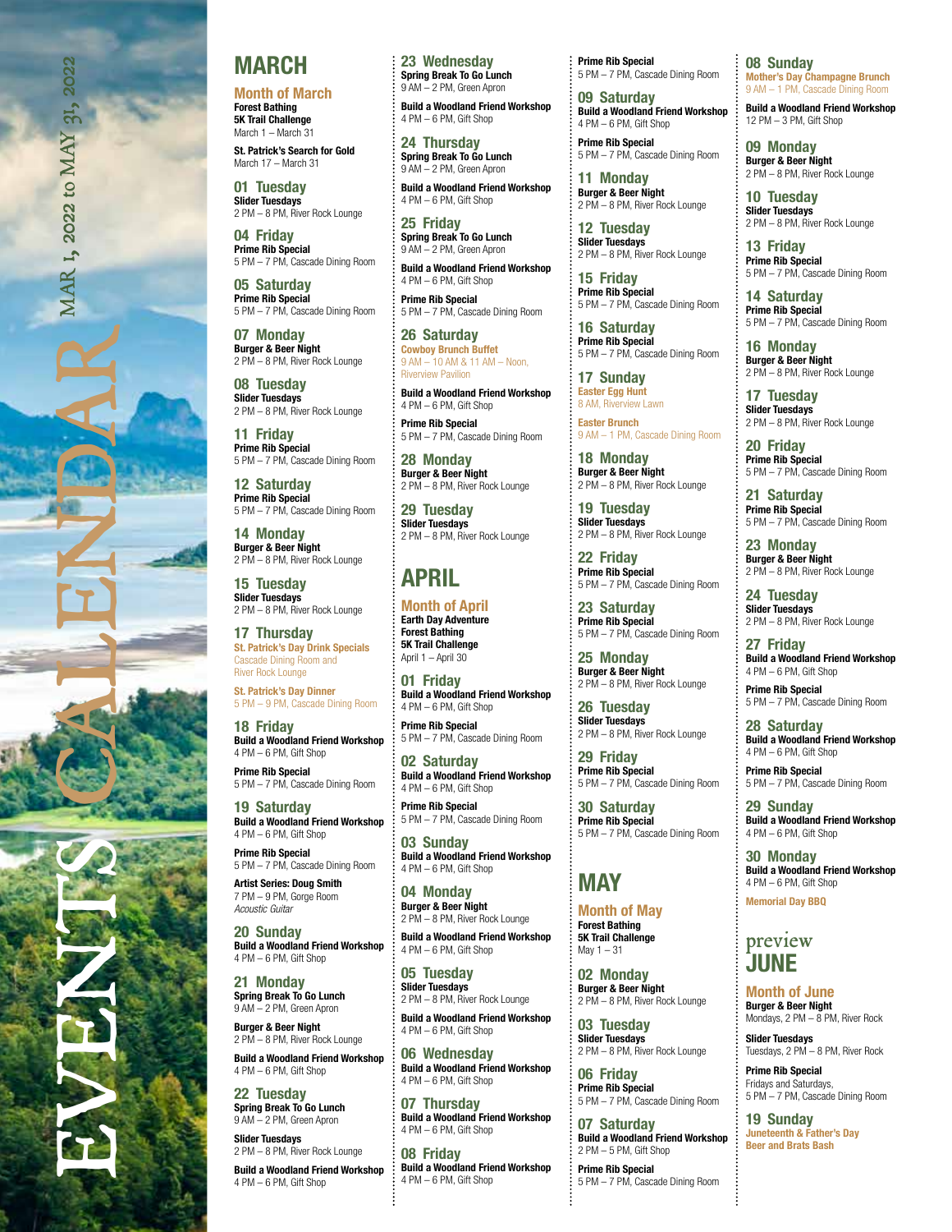# EVENTS CALENDAR

MAR 1, 2022 to MAY 31, 2022

## MARCH

### Month of March

**Forest Bathing**
**5K Trail Challenge**
March 1 – March 31

**St. Patrick's Search for Gold**
March 17 – March 31

### 01 Tuesday

**Slider Tuesdays**
2 PM – 8 PM, River Rock Lounge

### 04 Friday

**Prime Rib Special**
5 PM – 7 PM, Cascade Dining Room

### 05 Saturday

**Prime Rib Special**
5 PM – 7 PM, Cascade Dining Room

### 07 Monday

**Burger & Beer Night**
2 PM – 8 PM, River Rock Lounge

### 08 Tuesday

**Slider Tuesdays**
2 PM – 8 PM, River Rock Lounge

### 11 Friday

**Prime Rib Special**
5 PM – 7 PM, Cascade Dining Room

### 12 Saturday

**Prime Rib Special**
5 PM – 7 PM, Cascade Dining Room

### 14 Monday

**Burger & Beer Night**
2 PM – 8 PM, River Rock Lounge

### 15 Tuesday

**Slider Tuesdays**
2 PM – 8 PM, River Rock Lounge

### 17 Thursday

**St. Patrick's Day Drink Specials**
Cascade Dining Room and River Rock Lounge

**St. Patrick's Day Dinner**
5 PM – 9 PM, Cascade Dining Room

### 18 Friday

**Build a Woodland Friend Workshop**
4 PM – 6 PM, Gift Shop

**Prime Rib Special**
5 PM – 7 PM, Cascade Dining Room

### 19 Saturday

**Build a Woodland Friend Workshop**
4 PM – 6 PM, Gift Shop

**Prime Rib Special**
5 PM – 7 PM, Cascade Dining Room

**Artist Series: Doug Smith**
7 PM – 9 PM, Gorge Room
*Acoustic Guitar*

### 20 Sunday

**Build a Woodland Friend Workshop**
4 PM – 6 PM, Gift Shop

### 21 Monday

**Spring Break To Go Lunch**
9 AM – 2 PM, Green Apron

**Burger & Beer Night**
2 PM – 8 PM, River Rock Lounge

**Build a Woodland Friend Workshop**
4 PM – 6 PM, Gift Shop

### 22 Tuesday

**Spring Break To Go Lunch**
9 AM – 2 PM, Green Apron

**Slider Tuesdays**
2 PM – 8 PM, River Rock Lounge

**Build a Woodland Friend Workshop**
4 PM – 6 PM, Gift Shop

### 23 Wednesday

**Spring Break To Go Lunch**
9 AM – 2 PM, Green Apron

**Build a Woodland Friend Workshop**
4 PM – 6 PM, Gift Shop

### 24 Thursday

**Spring Break To Go Lunch**
9 AM – 2 PM, Green Apron

**Build a Woodland Friend Workshop**
4 PM – 6 PM, Gift Shop

### 25 Friday

**Spring Break To Go Lunch**
9 AM – 2 PM, Green Apron

**Build a Woodland Friend Workshop**
4 PM – 6 PM, Gift Shop

**Prime Rib Special**
5 PM – 7 PM, Cascade Dining Room

### 26 Saturday

**Cowboy Brunch Buffet**
9 AM – 10 AM & 11 AM – Noon, Riverview Pavilion

**Build a Woodland Friend Workshop**
4 PM – 6 PM, Gift Shop

**Prime Rib Special**
5 PM – 7 PM, Cascade Dining Room

### 28 Monday

**Burger & Beer Night**
2 PM – 8 PM, River Rock Lounge

### 29 Tuesday

**Slider Tuesdays**
2 PM – 8 PM, River Rock Lounge

## APRIL

### Month of April

**Earth Day Adventure**
**Forest Bathing**
**5K Trail Challenge**
April 1 – April 30

### 01 Friday

**Build a Woodland Friend Workshop**
4 PM – 6 PM, Gift Shop

**Prime Rib Special**
5 PM – 7 PM, Cascade Dining Room

### 02 Saturday

**Build a Woodland Friend Workshop**
4 PM – 6 PM, Gift Shop

**Prime Rib Special**
5 PM – 7 PM, Cascade Dining Room

### 03 Sunday

**Build a Woodland Friend Workshop**
4 PM – 6 PM, Gift Shop

### 04 Monday

**Burger & Beer Night**
2 PM – 8 PM, River Rock Lounge

**Build a Woodland Friend Workshop**
4 PM – 6 PM, Gift Shop

### 05 Tuesday

**Slider Tuesdays**
2 PM – 8 PM, River Rock Lounge

**Build a Woodland Friend Workshop**
4 PM – 6 PM, Gift Shop

### 06 Wednesday

**Build a Woodland Friend Workshop**
4 PM – 6 PM, Gift Shop

### 07 Thursday

**Build a Woodland Friend Workshop**
4 PM – 6 PM, Gift Shop

### 08 Friday

**Build a Woodland Friend Workshop**
4 PM – 6 PM, Gift Shop

**Prime Rib Special**
5 PM – 7 PM, Cascade Dining Room

### 09 Saturday

**Build a Woodland Friend Workshop**
4 PM – 6 PM, Gift Shop

**Prime Rib Special**
5 PM – 7 PM, Cascade Dining Room

### 11 Monday

**Burger & Beer Night**
2 PM – 8 PM, River Rock Lounge

### 12 Tuesday

**Slider Tuesdays**
2 PM – 8 PM, River Rock Lounge

### 15 Friday

**Prime Rib Special**
5 PM – 7 PM, Cascade Dining Room

### 16 Saturday

**Prime Rib Special**
5 PM – 7 PM, Cascade Dining Room

### 17 Sunday

**Easter Egg Hunt**
8 AM, Riverview Lawn

**Easter Brunch**
9 AM – 1 PM, Cascade Dining Room

### 18 Monday

**Burger & Beer Night**
2 PM – 8 PM, River Rock Lounge

### 19 Tuesday

**Slider Tuesdays**
2 PM – 8 PM, River Rock Lounge

### 22 Friday

**Prime Rib Special**
5 PM – 7 PM, Cascade Dining Room

### 23 Saturday

**Prime Rib Special**
5 PM – 7 PM, Cascade Dining Room

### 25 Monday

**Burger & Beer Night**
2 PM – 8 PM, River Rock Lounge

### 26 Tuesday

**Slider Tuesdays**
2 PM – 8 PM, River Rock Lounge

### 29 Friday

**Prime Rib Special**
5 PM – 7 PM, Cascade Dining Room

### 30 Saturday

**Prime Rib Special**
5 PM – 7 PM, Cascade Dining Room

## MAY

### Month of May

**Forest Bathing**
**5K Trail Challenge**
May 1 – 31

### 02 Monday

**Burger & Beer Night**
2 PM – 8 PM, River Rock Lounge

### 03 Tuesday

**Slider Tuesdays**
2 PM – 8 PM, River Rock Lounge

### 06 Friday

**Prime Rib Special**
5 PM – 7 PM, Cascade Dining Room

### 07 Saturday

**Build a Woodland Friend Workshop**
2 PM – 5 PM, Gift Shop

**Prime Rib Special**
5 PM – 7 PM, Cascade Dining Room

### 08 Sunday

**Mother's Day Champagne Brunch**
9 AM – 1 PM, Cascade Dining Room

**Build a Woodland Friend Workshop**
12 PM – 3 PM, Gift Shop

### 09 Monday

**Burger & Beer Night**
2 PM – 8 PM, River Rock Lounge

### 10 Tuesday

**Slider Tuesdays**
2 PM – 8 PM, River Rock Lounge

### 13 Friday

**Prime Rib Special**
5 PM – 7 PM, Cascade Dining Room

### 14 Saturday

**Prime Rib Special**
5 PM – 7 PM, Cascade Dining Room

### 16 Monday

**Burger & Beer Night**
2 PM – 8 PM, River Rock Lounge

### 17 Tuesday

**Slider Tuesdays**
2 PM – 8 PM, River Rock Lounge

### 20 Friday

**Prime Rib Special**
5 PM – 7 PM, Cascade Dining Room

### 21 Saturday

**Prime Rib Special**
5 PM – 7 PM, Cascade Dining Room

### 23 Monday

**Burger & Beer Night**
2 PM – 8 PM, River Rock Lounge

### 24 Tuesday

**Slider Tuesdays**
2 PM – 8 PM, River Rock Lounge

### 27 Friday

**Build a Woodland Friend Workshop**
4 PM – 6 PM, Gift Shop

**Prime Rib Special**
5 PM – 7 PM, Cascade Dining Room

### 28 Saturday

**Build a Woodland Friend Workshop**
4 PM – 6 PM, Gift Shop

**Prime Rib Special**
5 PM – 7 PM, Cascade Dining Room

### 29 Sunday

**Build a Woodland Friend Workshop**
4 PM – 6 PM, Gift Shop

### 30 Monday

**Build a Woodland Friend Workshop**
4 PM – 6 PM, Gift Shop

**Memorial Day BBQ**

## preview JUNE

### Month of June

**Burger & Beer Night**
Mondays, 2 PM – 8 PM, River Rock

**Slider Tuesdays**
Tuesdays, 2 PM – 8 PM, River Rock

**Prime Rib Special**
Fridays and Saturdays,
5 PM – 7 PM, Cascade Dining Room

### 19 Sunday

**Juneteenth & Father's Day Beer and Brats Bash**